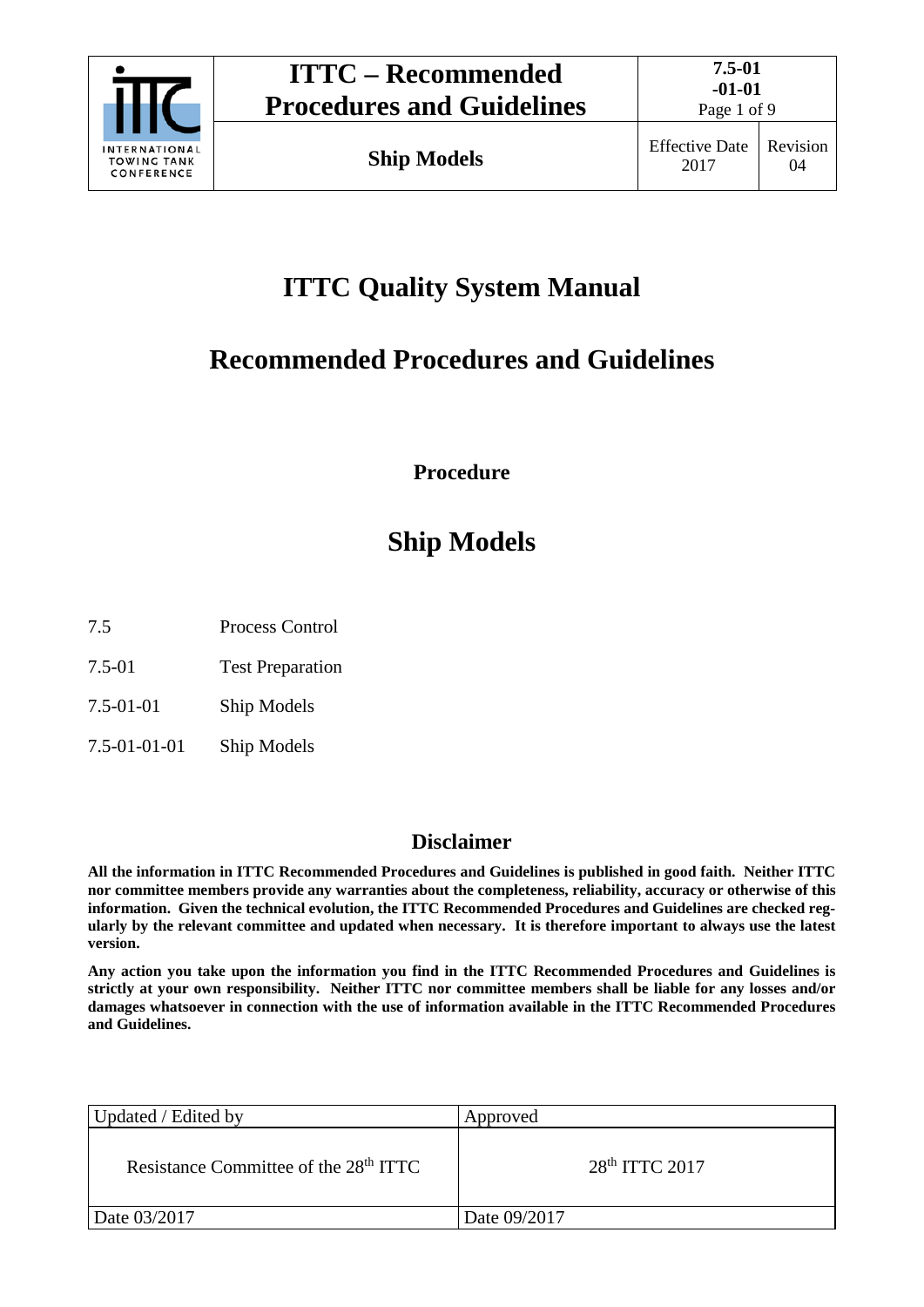# ITTC Quality System Manual

# Recommended Procedures and Guidelines

**Procedure**

# Ship Models

| | |
|---|---|
| 7.5 | Process Control |
| 7.5-01 | Test Preparation |
| 7.5-01-01 | Ship Models |
| 7.5-01-01-01 | Ship Models |

## Disclaimer

**All the information in ITTC Recommended Procedures and Guidelines is published in good faith. Neither ITTC nor committee members provide any warranties about the completeness, reliability, accuracy or otherwise of this information. Given the technical evolution, the ITTC Recommended Procedures and Guidelines are checked regularly by the relevant committee and updated when necessary. It is therefore important to always use the latest version.**

**Any action you take upon the information you find in the ITTC Recommended Procedures and Guidelines is strictly at your own responsibility. Neither ITTC nor committee members shall be liable for any losses and/or damages whatsoever in connection with the use of information available in the ITTC Recommended Procedures and Guidelines.**

| Updated / Edited by | Approved |
|---|---|
| Resistance Committee of the 28th ITTC | 28th ITTC 2017 |
| Date 03/2017 | Date 09/2017 |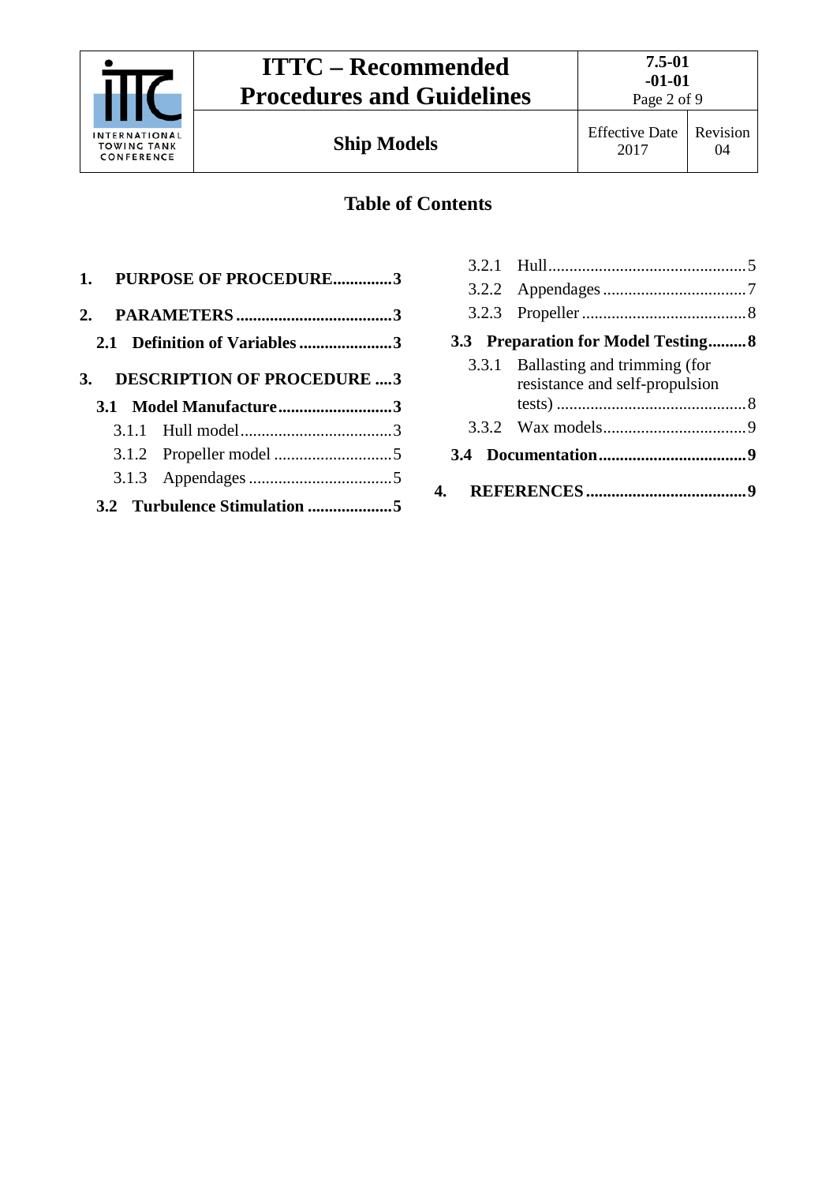## Table of Contents

**1. PURPOSE OF PROCEDURE..............3**

**2. PARAMETERS.....................................3**

**2.1 Definition of Variables......................3**

**3. DESCRIPTION OF PROCEDURE ....3**

**3.1 Model Manufacture...........................3**

3.1.1 Hull model....................................3

3.1.2 Propeller model ............................5

3.1.3 Appendages ..................................5

**3.2 Turbulence Stimulation ....................5**

3.2.1 Hull...............................................5

3.2.2 Appendages ..................................7

3.2.3 Propeller .......................................8

**3.3 Preparation for Model Testing.........8**

3.3.1 Ballasting and trimming (for resistance and self-propulsion tests) .............................................8

3.3.2 Wax models..................................9

**3.4 Documentation..................................9**

**4. REFERENCES......................................9**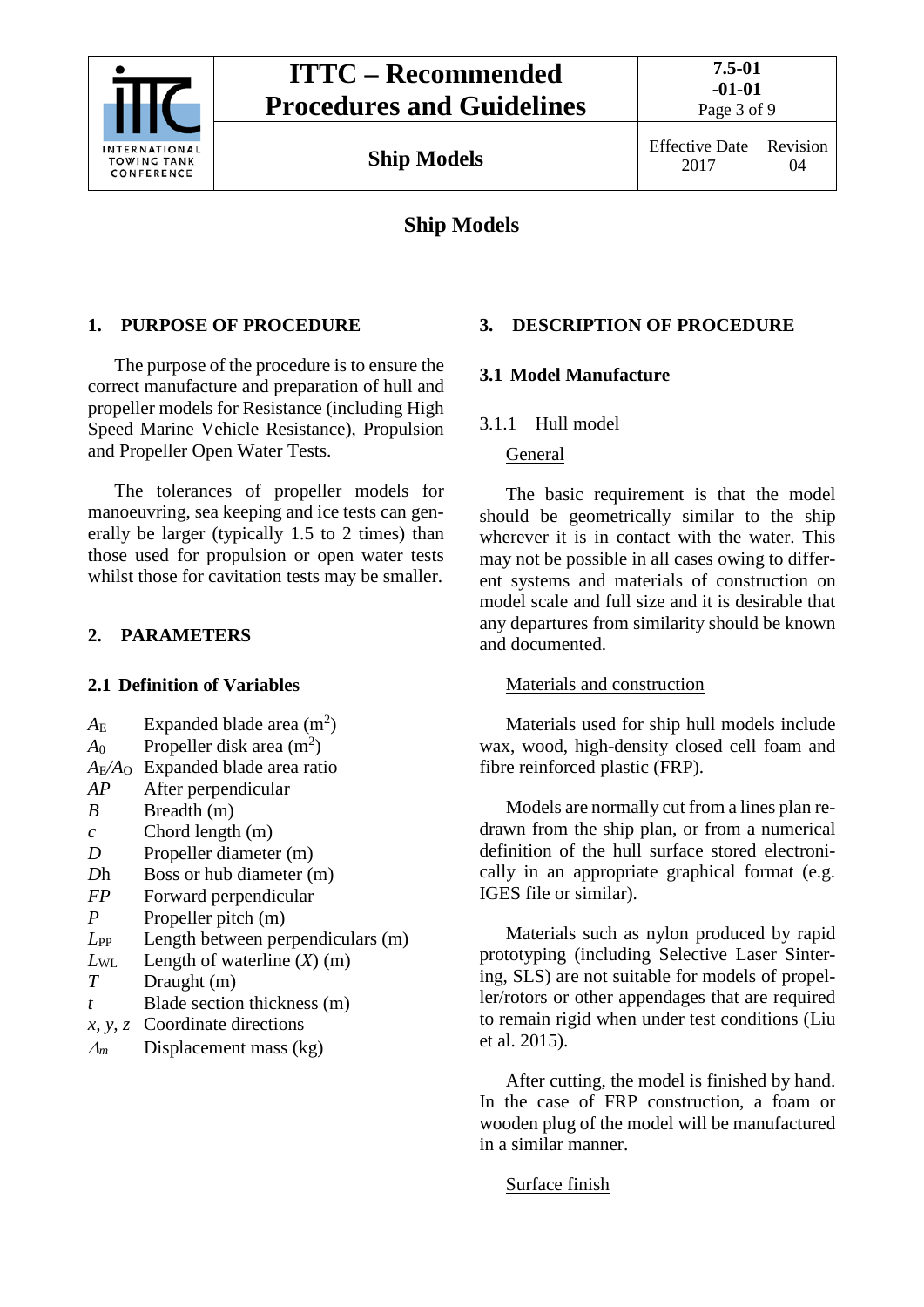# Ship Models

## 1. PURPOSE OF PROCEDURE

The purpose of the procedure is to ensure the correct manufacture and preparation of hull and propeller models for Resistance (including High Speed Marine Vehicle Resistance), Propulsion and Propeller Open Water Tests.

The tolerances of propeller models for manoeuvring, sea keeping and ice tests can generally be larger (typically 1.5 to 2 times) than those used for propulsion or open water tests whilst those for cavitation tests may be smaller.

## 2. PARAMETERS

### 2.1 Definition of Variables

| | |
|---|---|
| $A_E$ | Expanded blade area ($m^2$) |
| $A_0$ | Propeller disk area ($m^2$) |
| $A_E/A_O$ | Expanded blade area ratio |
| $AP$ | After perpendicular |
| $B$ | Breadth (m) |
| $c$ | Chord length (m) |
| $D$ | Propeller diameter (m) |
| $D$h | Boss or hub diameter (m) |
| $FP$ | Forward perpendicular |
| $P$ | Propeller pitch (m) |
| $L_{PP}$ | Length between perpendiculars (m) |
| $L_{WL}$ | Length of waterline ($X$) (m) |
| $T$ | Draught (m) |
| $t$ | Blade section thickness (m) |
| $x$, $y$, $z$ | Coordinate directions |
| $\Delta_m$ | Displacement mass (kg) |

## 3. DESCRIPTION OF PROCEDURE

### 3.1 Model Manufacture

3.1.1 Hull model

General

The basic requirement is that the model should be geometrically similar to the ship wherever it is in contact with the water. This may not be possible in all cases owing to different systems and materials of construction on model scale and full size and it is desirable that any departures from similarity should be known and documented.

Materials and construction

Materials used for ship hull models include wax, wood, high-density closed cell foam and fibre reinforced plastic (FRP).

Models are normally cut from a lines plan redrawn from the ship plan, or from a numerical definition of the hull surface stored electronically in an appropriate graphical format (e.g. IGES file or similar).

Materials such as nylon produced by rapid prototyping (including Selective Laser Sintering, SLS) are not suitable for models of propeller/rotors or other appendages that are required to remain rigid when under test conditions (Liu et al. 2015).

After cutting, the model is finished by hand. In the case of FRP construction, a foam or wooden plug of the model will be manufactured in a similar manner.

Surface finish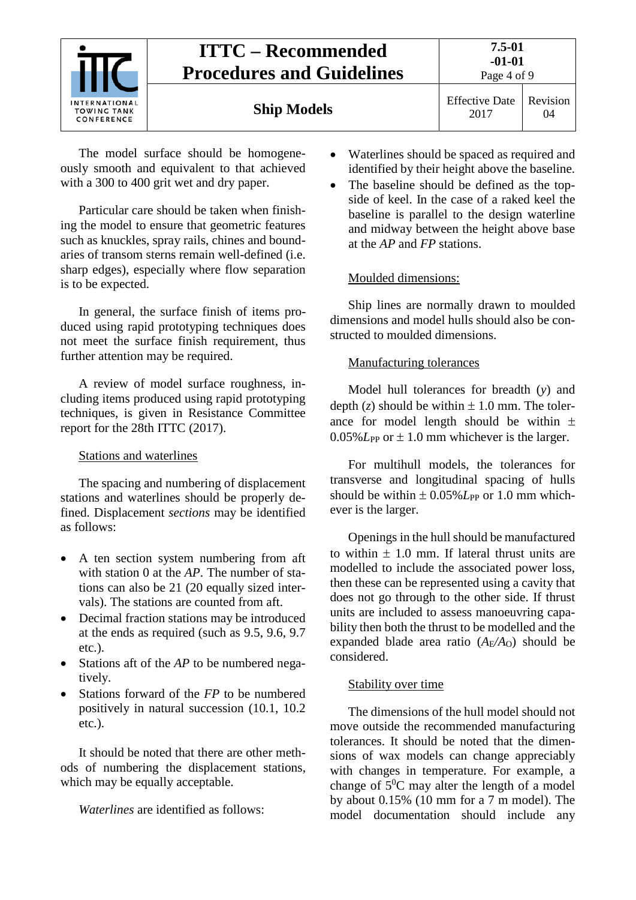The model surface should be homogeneously smooth and equivalent to that achieved with a 300 to 400 grit wet and dry paper.

Particular care should be taken when finishing the model to ensure that geometric features such as knuckles, spray rails, chines and boundaries of transom sterns remain well-defined (i.e. sharp edges), especially where flow separation is to be expected.

In general, the surface finish of items produced using rapid prototyping techniques does not meet the surface finish requirement, thus further attention may be required.

A review of model surface roughness, including items produced using rapid prototyping techniques, is given in Resistance Committee report for the 28th ITTC (2017).

Stations and waterlines

The spacing and numbering of displacement stations and waterlines should be properly defined. Displacement *sections* may be identified as follows:

- A ten section system numbering from aft with station 0 at the *AP*. The number of stations can also be 21 (20 equally sized intervals). The stations are counted from aft.
- Decimal fraction stations may be introduced at the ends as required (such as 9.5, 9.6, 9.7 etc.).
- Stations aft of the *AP* to be numbered negatively.
- Stations forward of the *FP* to be numbered positively in natural succession (10.1, 10.2 etc.).

It should be noted that there are other methods of numbering the displacement stations, which may be equally acceptable.

*Waterlines* are identified as follows:

- Waterlines should be spaced as required and identified by their height above the baseline.
- The baseline should be defined as the topside of keel. In the case of a raked keel the baseline is parallel to the design waterline and midway between the height above base at the *AP* and *FP* stations.

Moulded dimensions:

Ship lines are normally drawn to moulded dimensions and model hulls should also be constructed to moulded dimensions.

Manufacturing tolerances

Model hull tolerances for breadth ($y$) and depth ($z$) should be within ± 1.0 mm. The tolerance for model length should be within ± 0.05%$L_{PP}$ or ± 1.0 mm whichever is the larger.

For multihull models, the tolerances for transverse and longitudinal spacing of hulls should be within ± 0.05%$L_{PP}$ or 1.0 mm whichever is the larger.

Openings in the hull should be manufactured to within ± 1.0 mm. If lateral thrust units are modelled to include the associated power loss, then these can be represented using a cavity that does not go through to the other side. If thrust units are included to assess manoeuvring capability then both the thrust to be modelled and the expanded blade area ratio ($A_E/A_O$) should be considered.

Stability over time

The dimensions of the hull model should not move outside the recommended manufacturing tolerances. It should be noted that the dimensions of wax models can change appreciably with changes in temperature. For example, a change of $5^0$C may alter the length of a model by about 0.15% (10 mm for a 7 m model). The model documentation should include any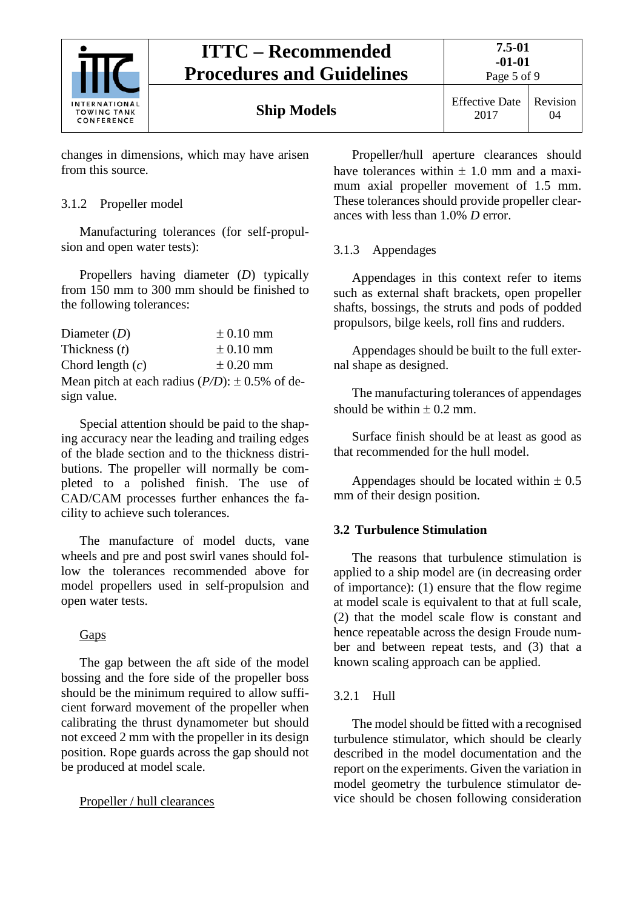changes in dimensions, which may have arisen from this source.

### 3.1.2 Propeller model

Manufacturing tolerances (for self-propulsion and open water tests):

Propellers having diameter ($D$) typically from 150 mm to 300 mm should be finished to the following tolerances:

| | |
|---|---|
| Diameter ($D$) | ± 0.10 mm |
| Thickness ($t$) | ± 0.10 mm |
| Chord length ($c$) | ± 0.20 mm |

Mean pitch at each radius ($P/D$): ± 0.5% of design value.

Special attention should be paid to the shaping accuracy near the leading and trailing edges of the blade section and to the thickness distributions. The propeller will normally be completed to a polished finish. The use of CAD/CAM processes further enhances the facility to achieve such tolerances.

The manufacture of model ducts, vane wheels and pre and post swirl vanes should follow the tolerances recommended above for model propellers used in self-propulsion and open water tests.

<u>Gaps</u>

The gap between the aft side of the model bossing and the fore side of the propeller boss should be the minimum required to allow sufficient forward movement of the propeller when calibrating the thrust dynamometer but should not exceed 2 mm with the propeller in its design position. Rope guards across the gap should not be produced at model scale.

<u>Propeller / hull clearances</u>

Propeller/hull aperture clearances should have tolerances within ± 1.0 mm and a maximum axial propeller movement of 1.5 mm. These tolerances should provide propeller clearances with less than 1.0% $D$ error.

### 3.1.3 Appendages

Appendages in this context refer to items such as external shaft brackets, open propeller shafts, bossings, the struts and pods of podded propulsors, bilge keels, roll fins and rudders.

Appendages should be built to the full external shape as designed.

The manufacturing tolerances of appendages should be within ± 0.2 mm.

Surface finish should be at least as good as that recommended for the hull model.

Appendages should be located within ± 0.5 mm of their design position.

## 3.2 Turbulence Stimulation

The reasons that turbulence stimulation is applied to a ship model are (in decreasing order of importance): (1) ensure that the flow regime at model scale is equivalent to that at full scale, (2) that the model scale flow is constant and hence repeatable across the design Froude number and between repeat tests, and (3) that a known scaling approach can be applied.

### 3.2.1 Hull

The model should be fitted with a recognised turbulence stimulator, which should be clearly described in the model documentation and the report on the experiments. Given the variation in model geometry the turbulence stimulator device should be chosen following consideration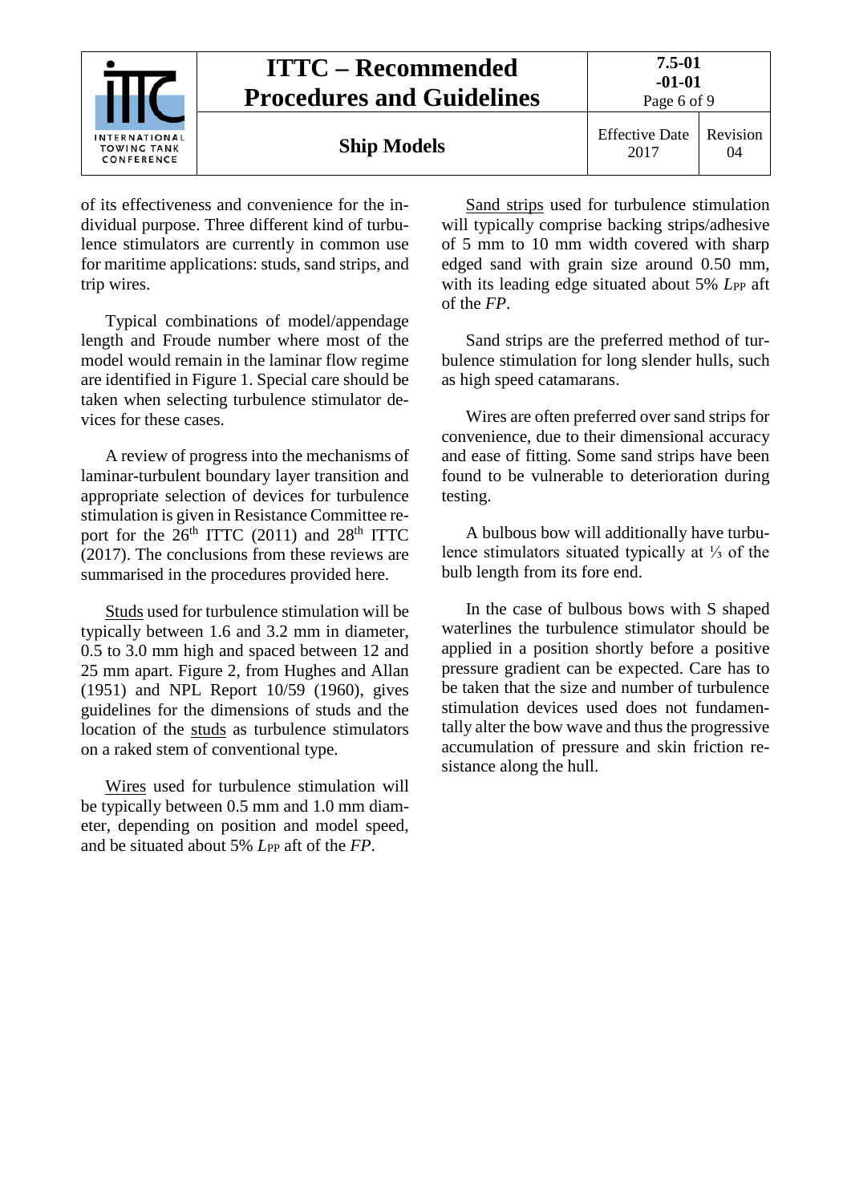of its effectiveness and convenience for the individual purpose. Three different kind of turbulence stimulators are currently in common use for maritime applications: studs, sand strips, and trip wires.

Typical combinations of model/appendage length and Froude number where most of the model would remain in the laminar flow regime are identified in Figure 1. Special care should be taken when selecting turbulence stimulator devices for these cases.

A review of progress into the mechanisms of laminar-turbulent boundary layer transition and appropriate selection of devices for turbulence stimulation is given in Resistance Committee report for the 26th ITTC (2011) and 28th ITTC (2017). The conclusions from these reviews are summarised in the procedures provided here.

Studs used for turbulence stimulation will be typically between 1.6 and 3.2 mm in diameter, 0.5 to 3.0 mm high and spaced between 12 and 25 mm apart. Figure 2, from Hughes and Allan (1951) and NPL Report 10/59 (1960), gives guidelines for the dimensions of studs and the location of the studs as turbulence stimulators on a raked stem of conventional type.

Wires used for turbulence stimulation will be typically between 0.5 mm and 1.0 mm diameter, depending on position and model speed, and be situated about 5% $L_{PP}$ aft of the *FP*.

Sand strips used for turbulence stimulation will typically comprise backing strips/adhesive of 5 mm to 10 mm width covered with sharp edged sand with grain size around 0.50 mm, with its leading edge situated about 5% $L_{PP}$ aft of the *FP*.

Sand strips are the preferred method of turbulence stimulation for long slender hulls, such as high speed catamarans.

Wires are often preferred over sand strips for convenience, due to their dimensional accuracy and ease of fitting. Some sand strips have been found to be vulnerable to deterioration during testing.

A bulbous bow will additionally have turbulence stimulators situated typically at ⅓ of the bulb length from its fore end.

In the case of bulbous bows with S shaped waterlines the turbulence stimulator should be applied in a position shortly before a positive pressure gradient can be expected. Care has to be taken that the size and number of turbulence stimulation devices used does not fundamentally alter the bow wave and thus the progressive accumulation of pressure and skin friction resistance along the hull.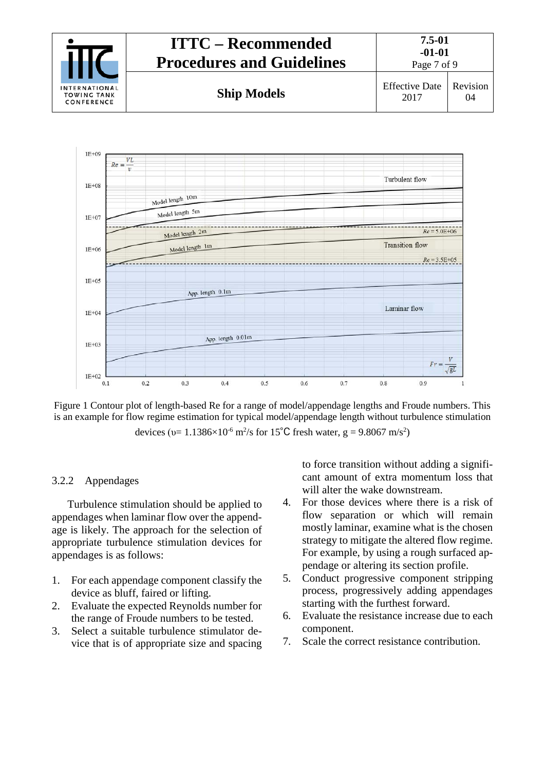Figure 1 Contour plot of length-based Re for a range of model/appendage lengths and Froude numbers. This is an example for flow regime estimation for typical model/appendage length without turbulence stimulation devices ($\upsilon = 1.1386\times10^{-6}$ m$^2$/s for 15°C fresh water, g = 9.8067 m/s$^2$)

### 3.2.2 Appendages

Turbulence stimulation should be applied to appendages when laminar flow over the appendage is likely. The approach for the selection of appropriate turbulence stimulation devices for appendages is as follows:

1. For each appendage component classify the device as bluff, faired or lifting.
2. Evaluate the expected Reynolds number for the range of Froude numbers to be tested.
3. Select a suitable turbulence stimulator device that is of appropriate size and spacing to force transition without adding a significant amount of extra momentum loss that will alter the wake downstream.
4. For those devices where there is a risk of flow separation or which will remain mostly laminar, examine what is the chosen strategy to mitigate the altered flow regime. For example, by using a rough surfaced appendage or altering its section profile.
5. Conduct progressive component stripping process, progressively adding appendages starting with the furthest forward.
6. Evaluate the resistance increase due to each component.
7. Scale the correct resistance contribution.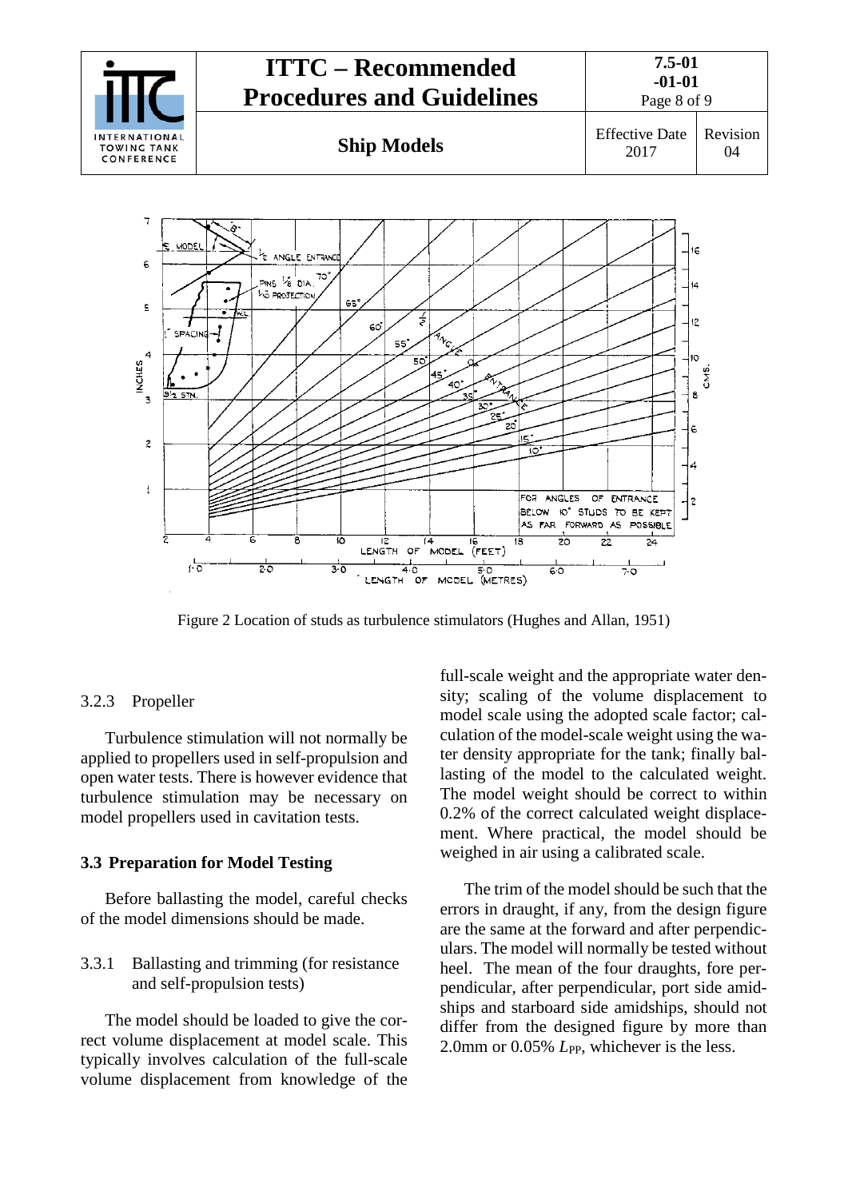Figure 2 Location of studs as turbulence stimulators (Hughes and Allan, 1951)

### 3.2.3 Propeller

Turbulence stimulation will not normally be applied to propellers used in self-propulsion and open water tests. There is however evidence that turbulence stimulation may be necessary on model propellers used in cavitation tests.

## 3.3 Preparation for Model Testing

Before ballasting the model, careful checks of the model dimensions should be made.

### 3.3.1 Ballasting and trimming (for resistance and self-propulsion tests)

The model should be loaded to give the correct volume displacement at model scale. This typically involves calculation of the full-scale volume displacement from knowledge of the full-scale weight and the appropriate water density; scaling of the volume displacement to model scale using the adopted scale factor; calculation of the model-scale weight using the water density appropriate for the tank; finally ballasting of the model to the calculated weight. The model weight should be correct to within 0.2% of the correct calculated weight displacement. Where practical, the model should be weighed in air using a calibrated scale.

The trim of the model should be such that the errors in draught, if any, from the design figure are the same at the forward and after perpendiculars. The model will normally be tested without heel. The mean of the four draughts, fore perpendicular, after perpendicular, port side amidships and starboard side amidships, should not differ from the designed figure by more than 2.0mm or 0.05% $L_{PP}$, whichever is the less.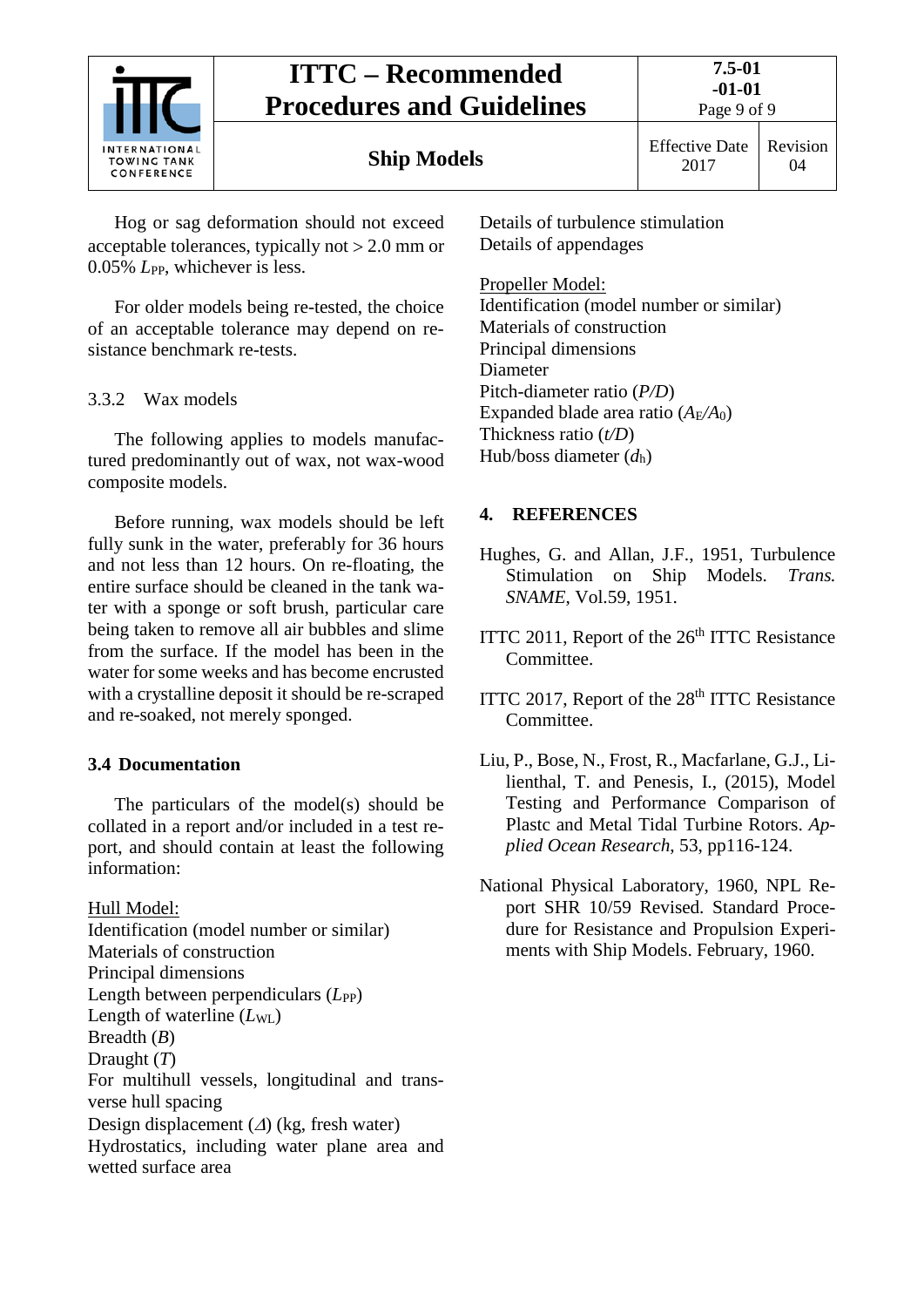Hog or sag deformation should not exceed acceptable tolerances, typically not > 2.0 mm or 0.05% $L_{PP}$, whichever is less.

For older models being re-tested, the choice of an acceptable tolerance may depend on resistance benchmark re-tests.

### 3.3.2 Wax models

The following applies to models manufactured predominantly out of wax, not wax-wood composite models.

Before running, wax models should be left fully sunk in the water, preferably for 36 hours and not less than 12 hours. On re-floating, the entire surface should be cleaned in the tank water with a sponge or soft brush, particular care being taken to remove all air bubbles and slime from the surface. If the model has been in the water for some weeks and has become encrusted with a crystalline deposit it should be re-scraped and re-soaked, not merely sponged.

## 3.4 Documentation

The particulars of the model(s) should be collated in a report and/or included in a test report, and should contain at least the following information:

Hull Model:
Identification (model number or similar)
Materials of construction
Principal dimensions
Length between perpendiculars ($L_{PP}$)
Length of waterline ($L_{WL}$)
Breadth ($B$)
Draught ($T$)
For multihull vessels, longitudinal and transverse hull spacing
Design displacement ($\Delta$) (kg, fresh water)
Hydrostatics, including water plane area and wetted surface area
Details of turbulence stimulation
Details of appendages

Propeller Model:
Identification (model number or similar)
Materials of construction
Principal dimensions
Diameter
Pitch-diameter ratio ($P/D$)
Expanded blade area ratio ($A_E/A_0$)
Thickness ratio ($t/D$)
Hub/boss diameter ($d_h$)

# 4. REFERENCES

Hughes, G. and Allan, J.F., 1951, Turbulence Stimulation on Ship Models. *Trans. SNAME*, Vol.59, 1951.

ITTC 2011, Report of the 26th ITTC Resistance Committee.

ITTC 2017, Report of the 28th ITTC Resistance Committee.

Liu, P., Bose, N., Frost, R., Macfarlane, G.J., Lilienthal, T. and Penesis, I., (2015), Model Testing and Performance Comparison of Plastc and Metal Tidal Turbine Rotors. *Applied Ocean Research*, 53, pp116-124.

National Physical Laboratory, 1960, NPL Report SHR 10/59 Revised. Standard Procedure for Resistance and Propulsion Experiments with Ship Models. February, 1960.